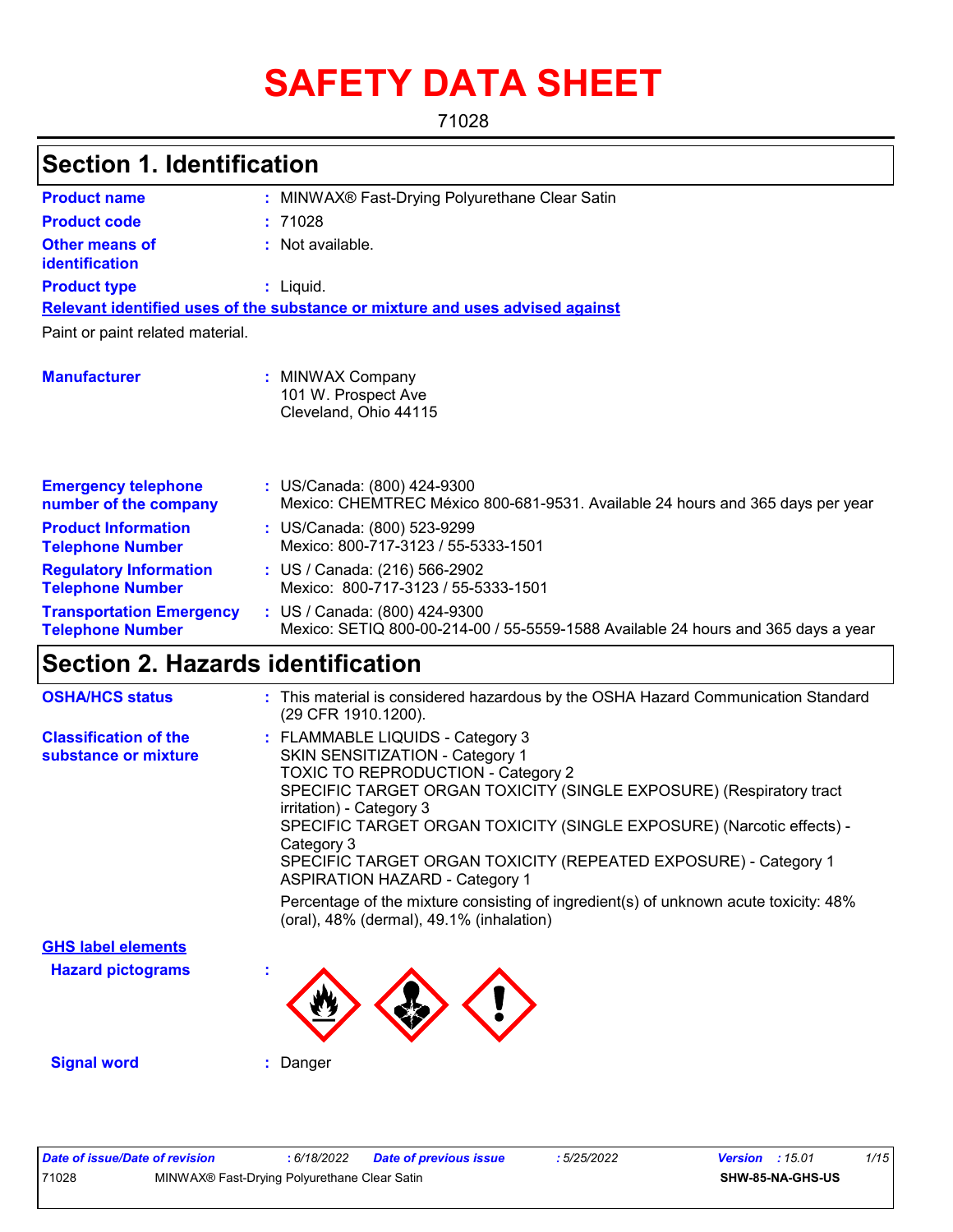# SAFETY DATA SHEET

71028

## Section 1. Identification

| | | |
|---|---|---|
| **Product name** | : | MINWAX® Fast-Drying Polyurethane Clear Satin |
| **Product code** | : | 71028 |
| **Other means of identification** | : | Not available. |
| **Product type** | : | Liquid. |

**Relevant identified uses of the substance or mixture and uses advised against**

Paint or paint related material.

| | | |
|---|---|---|
| **Manufacturer** | : | MINWAX Company<br>101 W. Prospect Ave<br>Cleveland, Ohio 44115 |
| **Emergency telephone number of the company** | : | US/Canada: (800) 424-9300<br>Mexico: CHEMTREC México 800-681-9531. Available 24 hours and 365 days per year |
| **Product Information Telephone Number** | : | US/Canada: (800) 523-9299<br>Mexico: 800-717-3123 / 55-5333-1501 |
| **Regulatory Information Telephone Number** | : | US / Canada: (216) 566-2902<br>Mexico: 800-717-3123 / 55-5333-1501 |
| **Transportation Emergency Telephone Number** | : | US / Canada: (800) 424-9300<br>Mexico: SETIQ 800-00-214-00 / 55-5559-1588 Available 24 hours and 365 days a year |

## Section 2. Hazards identification

| | | |
|---|---|---|
| **OSHA/HCS status** | : | This material is considered hazardous by the OSHA Hazard Communication Standard (29 CFR 1910.1200). |
| **Classification of the substance or mixture** | : | FLAMMABLE LIQUIDS - Category 3<br>SKIN SENSITIZATION - Category 1<br>TOXIC TO REPRODUCTION - Category 2<br>SPECIFIC TARGET ORGAN TOXICITY (SINGLE EXPOSURE) (Respiratory tract irritation) - Category 3<br>SPECIFIC TARGET ORGAN TOXICITY (SINGLE EXPOSURE) (Narcotic effects) - Category 3<br>SPECIFIC TARGET ORGAN TOXICITY (REPEATED EXPOSURE) - Category 1<br>ASPIRATION HAZARD - Category 1<br><br>Percentage of the mixture consisting of ingredient(s) of unknown acute toxicity: 48% (oral), 48% (dermal), 49.1% (inhalation) |

**GHS label elements**

**Hazard pictograms** :

**Signal word** : Danger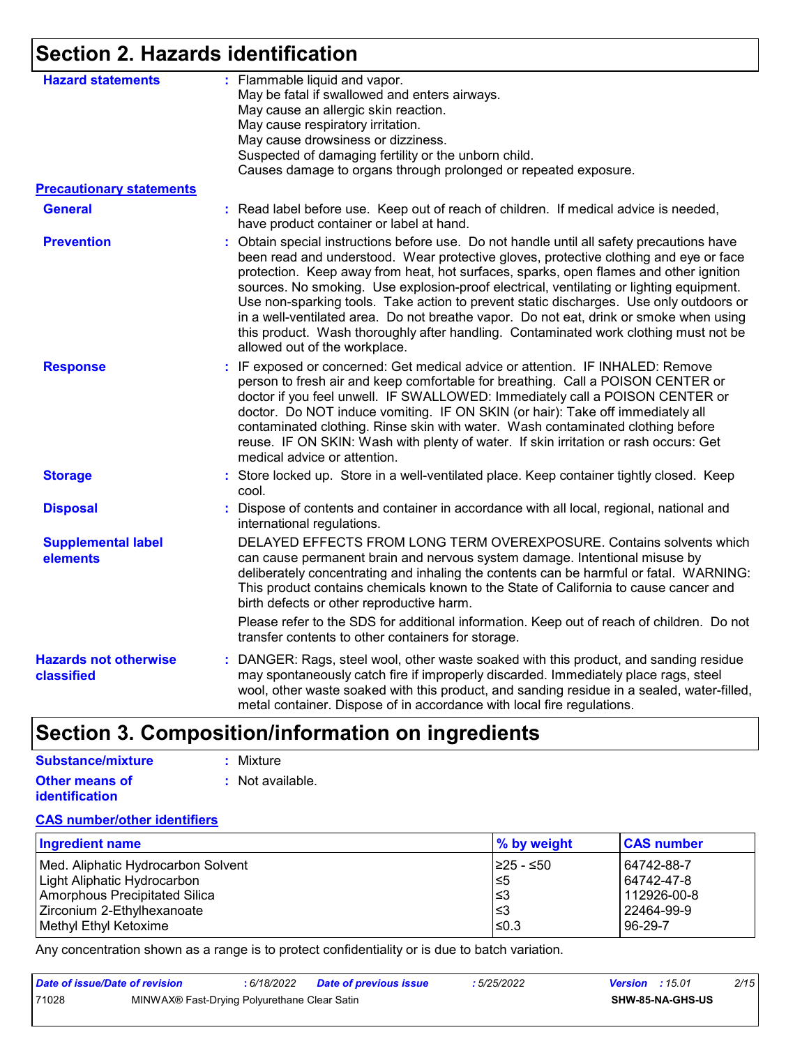## Section 2. Hazards identification

**Hazard statements** : Flammable liquid and vapor.
May be fatal if swallowed and enters airways.
May cause an allergic skin reaction.
May cause respiratory irritation.
May cause drowsiness or dizziness.
Suspected of damaging fertility or the unborn child.
Causes damage to organs through prolonged or repeated exposure.

**Precautionary statements**

**General** : Read label before use. Keep out of reach of children. If medical advice is needed, have product container or label at hand.

**Prevention** : Obtain special instructions before use. Do not handle until all safety precautions have been read and understood. Wear protective gloves, protective clothing and eye or face protection. Keep away from heat, hot surfaces, sparks, open flames and other ignition sources. No smoking. Use explosion-proof electrical, ventilating or lighting equipment. Use non-sparking tools. Take action to prevent static discharges. Use only outdoors or in a well-ventilated area. Do not breathe vapor. Do not eat, drink or smoke when using this product. Wash thoroughly after handling. Contaminated work clothing must not be allowed out of the workplace.

**Response** : IF exposed or concerned: Get medical advice or attention. IF INHALED: Remove person to fresh air and keep comfortable for breathing. Call a POISON CENTER or doctor if you feel unwell. IF SWALLOWED: Immediately call a POISON CENTER or doctor. Do NOT induce vomiting. IF ON SKIN (or hair): Take off immediately all contaminated clothing. Rinse skin with water. Wash contaminated clothing before reuse. IF ON SKIN: Wash with plenty of water. If skin irritation or rash occurs: Get medical advice or attention.

**Storage** : Store locked up. Store in a well-ventilated place. Keep container tightly closed. Keep cool.

**Disposal** : Dispose of contents and container in accordance with all local, regional, national and international regulations.

**Supplemental label elements** DELAYED EFFECTS FROM LONG TERM OVEREXPOSURE. Contains solvents which can cause permanent brain and nervous system damage. Intentional misuse by deliberately concentrating and inhaling the contents can be harmful or fatal. WARNING: This product contains chemicals known to the State of California to cause cancer and birth defects or other reproductive harm.

Please refer to the SDS for additional information. Keep out of reach of children. Do not transfer contents to other containers for storage.

**Hazards not otherwise classified** : DANGER: Rags, steel wool, other waste soaked with this product, and sanding residue may spontaneously catch fire if improperly discarded. Immediately place rags, steel wool, other waste soaked with this product, and sanding residue in a sealed, water-filled, metal container. Dispose of in accordance with local fire regulations.

## Section 3. Composition/information on ingredients

**Substance/mixture** : Mixture

**Other means of identification** : Not available.

**CAS number/other identifiers**

| Ingredient name | % by weight | CAS number |
|---|---|---|
| Med. Aliphatic Hydrocarbon Solvent | ≥25 - ≤50 | 64742-88-7 |
| Light Aliphatic Hydrocarbon | ≤5 | 64742-47-8 |
| Amorphous Precipitated Silica | ≤3 | 112926-00-8 |
| Zirconium 2-Ethylhexanoate | ≤3 | 22464-99-9 |
| Methyl Ethyl Ketoxime | ≤0.3 | 96-29-7 |

Any concentration shown as a range is to protect confidentiality or is due to batch variation.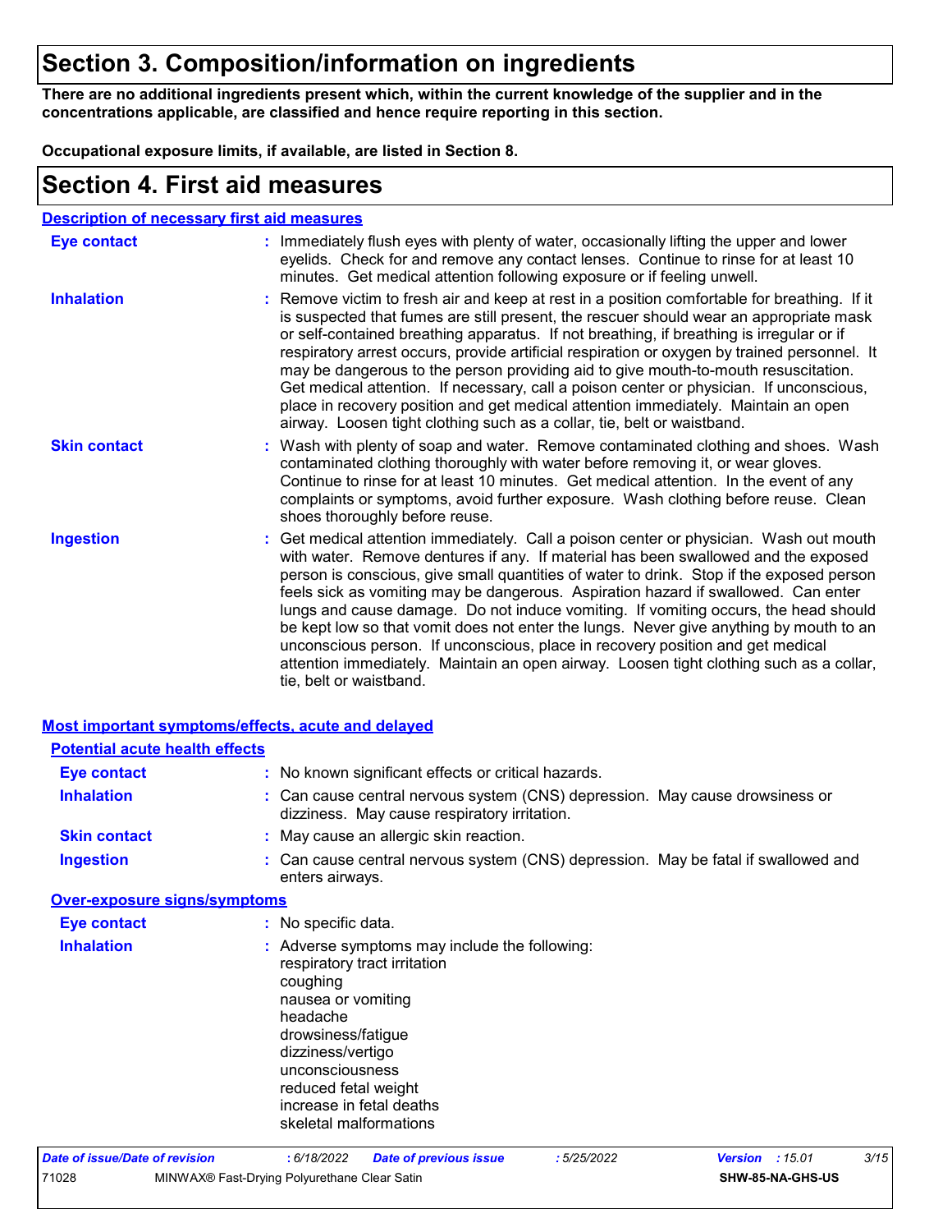# Section 3. Composition/information on ingredients

**There are no additional ingredients present which, within the current knowledge of the supplier and in the concentrations applicable, are classified and hence require reporting in this section.**

**Occupational exposure limits, if available, are listed in Section 8.**

# Section 4. First aid measures

## Description of necessary first aid measures

**Eye contact** : Immediately flush eyes with plenty of water, occasionally lifting the upper and lower eyelids. Check for and remove any contact lenses. Continue to rinse for at least 10 minutes. Get medical attention following exposure or if feeling unwell.

**Inhalation** : Remove victim to fresh air and keep at rest in a position comfortable for breathing. If it is suspected that fumes are still present, the rescuer should wear an appropriate mask or self-contained breathing apparatus. If not breathing, if breathing is irregular or if respiratory arrest occurs, provide artificial respiration or oxygen by trained personnel. It may be dangerous to the person providing aid to give mouth-to-mouth resuscitation. Get medical attention. If necessary, call a poison center or physician. If unconscious, place in recovery position and get medical attention immediately. Maintain an open airway. Loosen tight clothing such as a collar, tie, belt or waistband.

**Skin contact** : Wash with plenty of soap and water. Remove contaminated clothing and shoes. Wash contaminated clothing thoroughly with water before removing it, or wear gloves. Continue to rinse for at least 10 minutes. Get medical attention. In the event of any complaints or symptoms, avoid further exposure. Wash clothing before reuse. Clean shoes thoroughly before reuse.

**Ingestion** : Get medical attention immediately. Call a poison center or physician. Wash out mouth with water. Remove dentures if any. If material has been swallowed and the exposed person is conscious, give small quantities of water to drink. Stop if the exposed person feels sick as vomiting may be dangerous. Aspiration hazard if swallowed. Can enter lungs and cause damage. Do not induce vomiting. If vomiting occurs, the head should be kept low so that vomit does not enter the lungs. Never give anything by mouth to an unconscious person. If unconscious, place in recovery position and get medical attention immediately. Maintain an open airway. Loosen tight clothing such as a collar, tie, belt or waistband.

## Most important symptoms/effects, acute and delayed

### Potential acute health effects

**Eye contact** : No known significant effects or critical hazards.

**Inhalation** : Can cause central nervous system (CNS) depression. May cause drowsiness or dizziness. May cause respiratory irritation.

**Skin contact** : May cause an allergic skin reaction.

**Ingestion** : Can cause central nervous system (CNS) depression. May be fatal if swallowed and enters airways.

### Over-exposure signs/symptoms

**Eye contact** : No specific data.

**Inhalation** : Adverse symptoms may include the following:
respiratory tract irritation
coughing
nausea or vomiting
headache
drowsiness/fatigue
dizziness/vertigo
unconsciousness
reduced fetal weight
increase in fetal deaths
skeletal malformations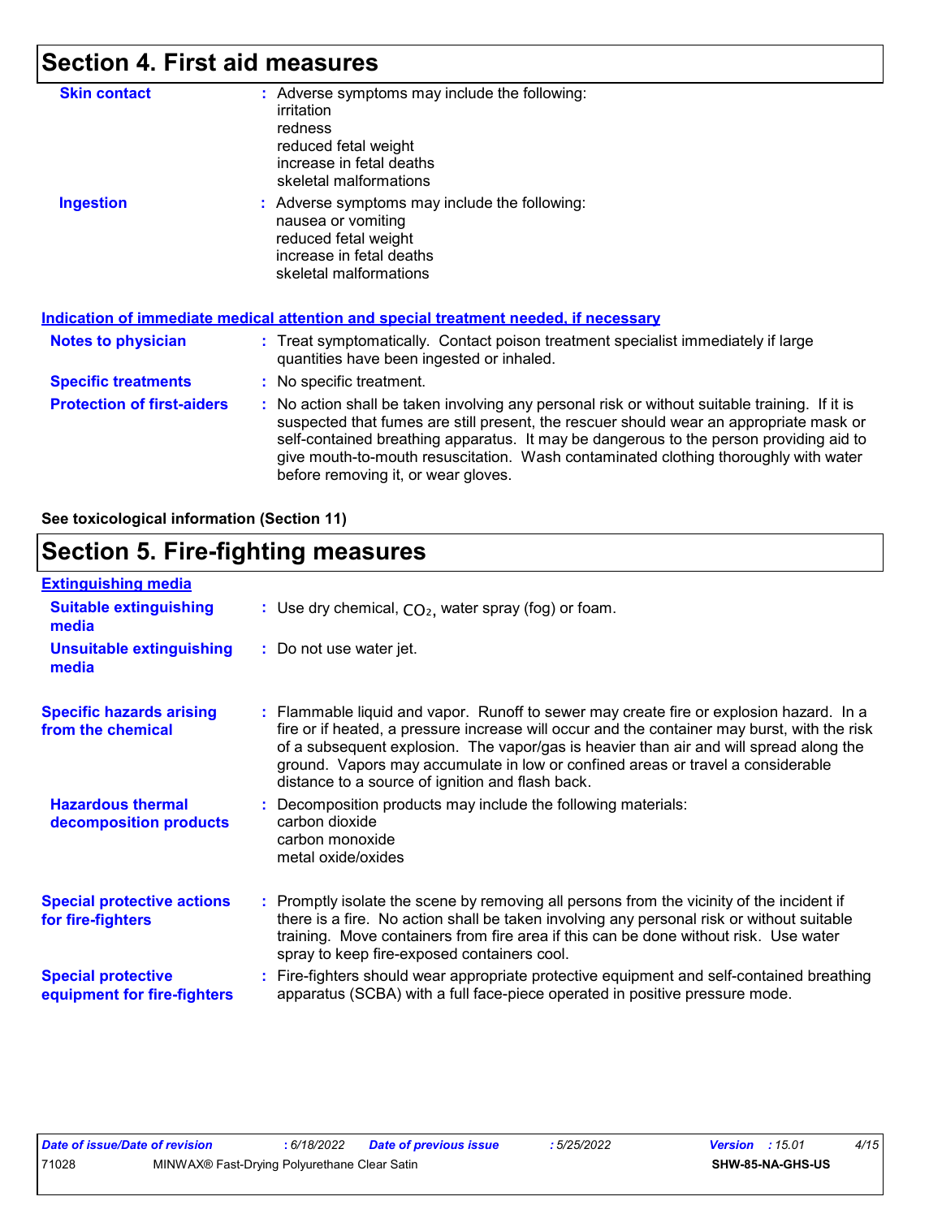# Section 4. First aid measures

**Skin contact** : Adverse symptoms may include the following:
irritation
redness
reduced fetal weight
increase in fetal deaths
skeletal malformations

**Ingestion** : Adverse symptoms may include the following:
nausea or vomiting
reduced fetal weight
increase in fetal deaths
skeletal malformations

## Indication of immediate medical attention and special treatment needed, if necessary

**Notes to physician** : Treat symptomatically. Contact poison treatment specialist immediately if large quantities have been ingested or inhaled.

**Specific treatments** : No specific treatment.

**Protection of first-aiders** : No action shall be taken involving any personal risk or without suitable training. If it is suspected that fumes are still present, the rescuer should wear an appropriate mask or self-contained breathing apparatus. It may be dangerous to the person providing aid to give mouth-to-mouth resuscitation. Wash contaminated clothing thoroughly with water before removing it, or wear gloves.

**See toxicological information (Section 11)**

# Section 5. Fire-fighting measures

## Extinguishing media

**Suitable extinguishing media** : Use dry chemical, $CO_2$, water spray (fog) or foam.

**Unsuitable extinguishing media** : Do not use water jet.

**Specific hazards arising from the chemical** : Flammable liquid and vapor. Runoff to sewer may create fire or explosion hazard. In a fire or if heated, a pressure increase will occur and the container may burst, with the risk of a subsequent explosion. The vapor/gas is heavier than air and will spread along the ground. Vapors may accumulate in low or confined areas or travel a considerable distance to a source of ignition and flash back.

**Hazardous thermal decomposition products** : Decomposition products may include the following materials:
carbon dioxide
carbon monoxide
metal oxide/oxides

**Special protective actions for fire-fighters** : Promptly isolate the scene by removing all persons from the vicinity of the incident if there is a fire. No action shall be taken involving any personal risk or without suitable training. Move containers from fire area if this can be done without risk. Use water spray to keep fire-exposed containers cool.

**Special protective equipment for fire-fighters** : Fire-fighters should wear appropriate protective equipment and self-contained breathing apparatus (SCBA) with a full face-piece operated in positive pressure mode.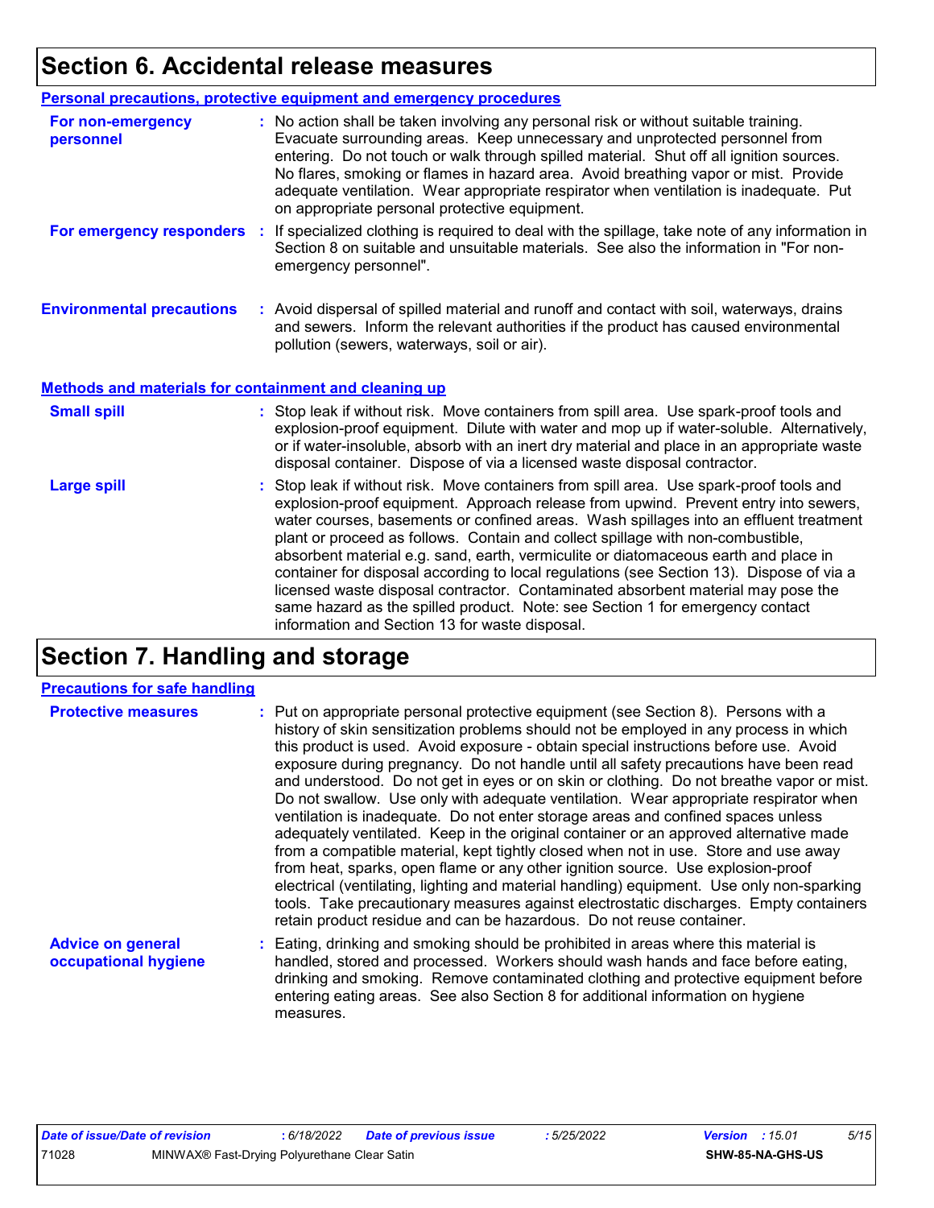# Section 6. Accidental release measures

## Personal precautions, protective equipment and emergency procedures

**For non-emergency personnel** : No action shall be taken involving any personal risk or without suitable training. Evacuate surrounding areas. Keep unnecessary and unprotected personnel from entering. Do not touch or walk through spilled material. Shut off all ignition sources. No flares, smoking or flames in hazard area. Avoid breathing vapor or mist. Provide adequate ventilation. Wear appropriate respirator when ventilation is inadequate. Put on appropriate personal protective equipment.

**For emergency responders** : If specialized clothing is required to deal with the spillage, take note of any information in Section 8 on suitable and unsuitable materials. See also the information in "For non-emergency personnel".

**Environmental precautions** : Avoid dispersal of spilled material and runoff and contact with soil, waterways, drains and sewers. Inform the relevant authorities if the product has caused environmental pollution (sewers, waterways, soil or air).

## Methods and materials for containment and cleaning up

**Small spill** : Stop leak if without risk. Move containers from spill area. Use spark-proof tools and explosion-proof equipment. Dilute with water and mop up if water-soluble. Alternatively, or if water-insoluble, absorb with an inert dry material and place in an appropriate waste disposal container. Dispose of via a licensed waste disposal contractor.

**Large spill** : Stop leak if without risk. Move containers from spill area. Use spark-proof tools and explosion-proof equipment. Approach release from upwind. Prevent entry into sewers, water courses, basements or confined areas. Wash spillages into an effluent treatment plant or proceed as follows. Contain and collect spillage with non-combustible, absorbent material e.g. sand, earth, vermiculite or diatomaceous earth and place in container for disposal according to local regulations (see Section 13). Dispose of via a licensed waste disposal contractor. Contaminated absorbent material may pose the same hazard as the spilled product. Note: see Section 1 for emergency contact information and Section 13 for waste disposal.

# Section 7. Handling and storage

## Precautions for safe handling

**Protective measures** : Put on appropriate personal protective equipment (see Section 8). Persons with a history of skin sensitization problems should not be employed in any process in which this product is used. Avoid exposure - obtain special instructions before use. Avoid exposure during pregnancy. Do not handle until all safety precautions have been read and understood. Do not get in eyes or on skin or clothing. Do not breathe vapor or mist. Do not swallow. Use only with adequate ventilation. Wear appropriate respirator when ventilation is inadequate. Do not enter storage areas and confined spaces unless adequately ventilated. Keep in the original container or an approved alternative made from a compatible material, kept tightly closed when not in use. Store and use away from heat, sparks, open flame or any other ignition source. Use explosion-proof electrical (ventilating, lighting and material handling) equipment. Use only non-sparking tools. Take precautionary measures against electrostatic discharges. Empty containers retain product residue and can be hazardous. Do not reuse container.

**Advice on general occupational hygiene** : Eating, drinking and smoking should be prohibited in areas where this material is handled, stored and processed. Workers should wash hands and face before eating, drinking and smoking. Remove contaminated clothing and protective equipment before entering eating areas. See also Section 8 for additional information on hygiene measures.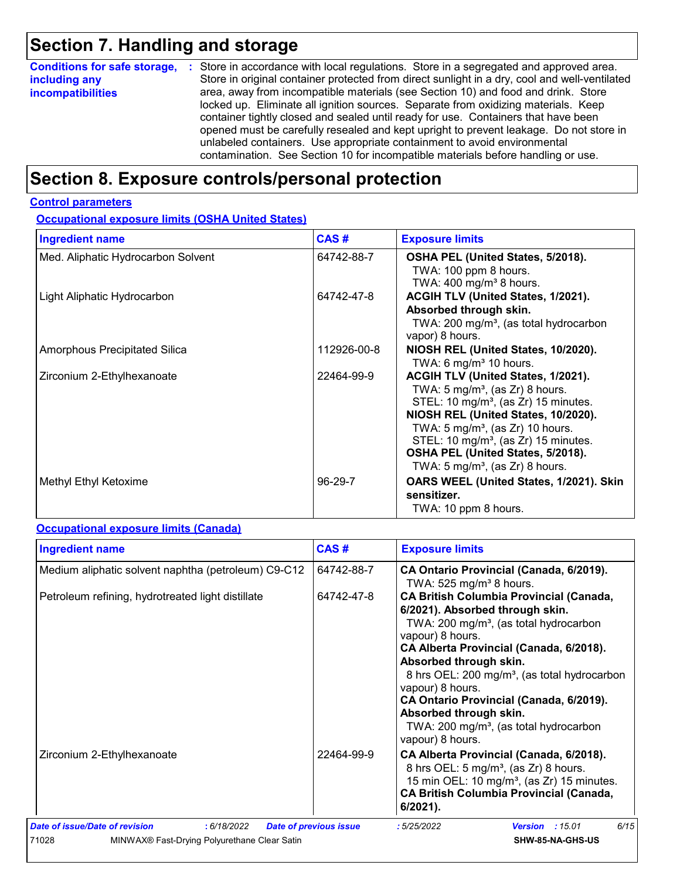# Section 7. Handling and storage

**Conditions for safe storage, including any incompatibilities** : Store in accordance with local regulations. Store in a segregated and approved area. Store in original container protected from direct sunlight in a dry, cool and well-ventilated area, away from incompatible materials (see Section 10) and food and drink. Store locked up. Eliminate all ignition sources. Separate from oxidizing materials. Keep container tightly closed and sealed until ready for use. Containers that have been opened must be carefully resealed and kept upright to prevent leakage. Do not store in unlabeled containers. Use appropriate containment to avoid environmental contamination. See Section 10 for incompatible materials before handling or use.

# Section 8. Exposure controls/personal protection

## Control parameters

### Occupational exposure limits (OSHA United States)

| Ingredient name | CAS # | Exposure limits |
|---|---|---|
| Med. Aliphatic Hydrocarbon Solvent | 64742-88-7 | **OSHA PEL (United States, 5/2018).**<br>TWA: 100 ppm 8 hours.<br>TWA: 400 mg/m³ 8 hours. |
| Light Aliphatic Hydrocarbon | 64742-47-8 | **ACGIH TLV (United States, 1/2021). Absorbed through skin.**<br>TWA: 200 mg/m³, (as total hydrocarbon vapor) 8 hours. |
| Amorphous Precipitated Silica | 112926-00-8 | **NIOSH REL (United States, 10/2020).**<br>TWA: 6 mg/m³ 10 hours. |
| Zirconium 2-Ethylhexanoate | 22464-99-9 | **ACGIH TLV (United States, 1/2021).**<br>TWA: 5 mg/m³, (as Zr) 8 hours.<br>STEL: 10 mg/m³, (as Zr) 15 minutes.<br>**NIOSH REL (United States, 10/2020).**<br>TWA: 5 mg/m³, (as Zr) 10 hours.<br>STEL: 10 mg/m³, (as Zr) 15 minutes.<br>**OSHA PEL (United States, 5/2018).**<br>TWA: 5 mg/m³, (as Zr) 8 hours. |
| Methyl Ethyl Ketoxime | 96-29-7 | **OARS WEEL (United States, 1/2021). Skin sensitizer.**<br>TWA: 10 ppm 8 hours. |

### Occupational exposure limits (Canada)

| Ingredient name | CAS # | Exposure limits |
|---|---|---|
| Medium aliphatic solvent naphtha (petroleum) C9-C12 | 64742-88-7 | **CA Ontario Provincial (Canada, 6/2019).**<br>TWA: 525 mg/m³ 8 hours. |
| Petroleum refining, hydrotreated light distillate | 64742-47-8 | **CA British Columbia Provincial (Canada, 6/2021). Absorbed through skin.**<br>TWA: 200 mg/m³, (as total hydrocarbon vapour) 8 hours.<br>**CA Alberta Provincial (Canada, 6/2018). Absorbed through skin.**<br>8 hrs OEL: 200 mg/m³, (as total hydrocarbon vapour) 8 hours.<br>**CA Ontario Provincial (Canada, 6/2019). Absorbed through skin.**<br>TWA: 200 mg/m³, (as total hydrocarbon vapour) 8 hours. |
| Zirconium 2-Ethylhexanoate | 22464-99-9 | **CA Alberta Provincial (Canada, 6/2018).**<br>8 hrs OEL: 5 mg/m³, (as Zr) 8 hours.<br>15 min OEL: 10 mg/m³, (as Zr) 15 minutes.<br>**CA British Columbia Provincial (Canada, 6/2021).** |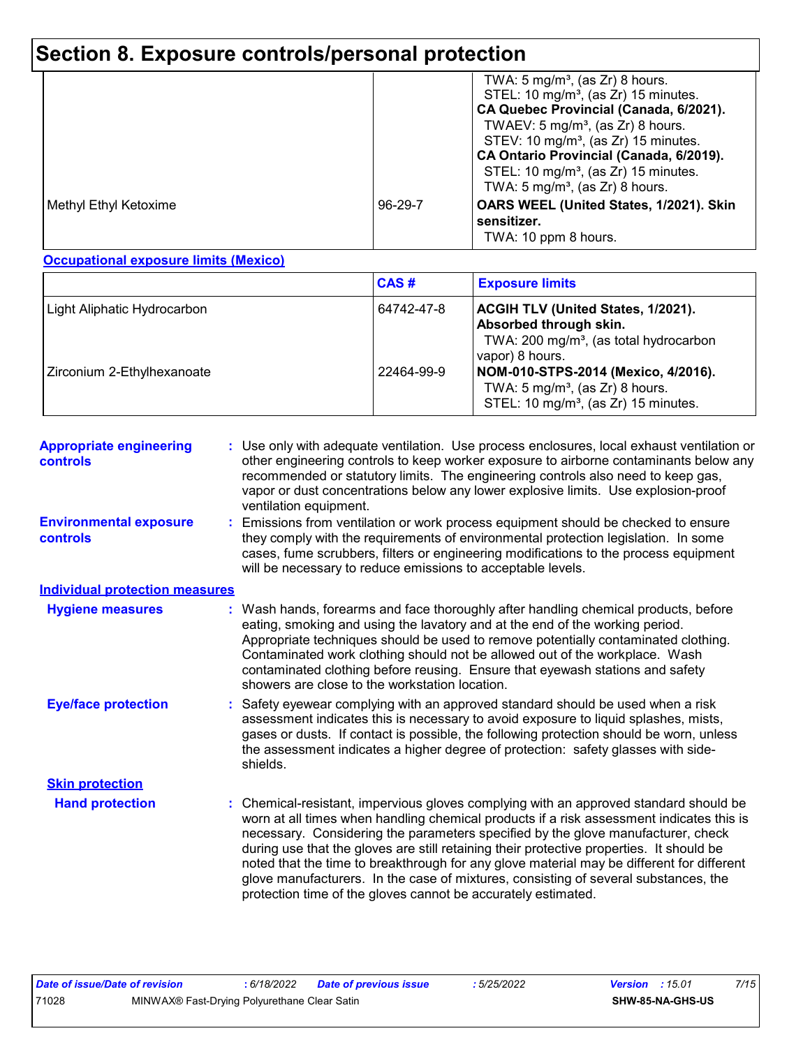# Section 8. Exposure controls/personal protection

| | | |
|---|---|---|
| | | TWA: 5 mg/m³, (as Zr) 8 hours.<br>STEL: 10 mg/m³, (as Zr) 15 minutes.<br>**CA Quebec Provincial (Canada, 6/2021).**<br>TWAEV: 5 mg/m³, (as Zr) 8 hours.<br>STEV: 10 mg/m³, (as Zr) 15 minutes.<br>**CA Ontario Provincial (Canada, 6/2019).**<br>STEL: 10 mg/m³, (as Zr) 15 minutes.<br>TWA: 5 mg/m³, (as Zr) 8 hours. |
| Methyl Ethyl Ketoxime | 96-29-7 | **OARS WEEL (United States, 1/2021). Skin sensitizer.**<br>TWA: 10 ppm 8 hours. |

**Occupational exposure limits (Mexico)**

| | CAS # | Exposure limits |
|---|---|---|
| Light Aliphatic Hydrocarbon | 64742-47-8 | **ACGIH TLV (United States, 1/2021). Absorbed through skin.**<br>TWA: 200 mg/m³, (as total hydrocarbon vapor) 8 hours. |
| Zirconium 2-Ethylhexanoate | 22464-99-9 | **NOM-010-STPS-2014 (Mexico, 4/2016).**<br>TWA: 5 mg/m³, (as Zr) 8 hours.<br>STEL: 10 mg/m³, (as Zr) 15 minutes. |

**Appropriate engineering controls** : Use only with adequate ventilation. Use process enclosures, local exhaust ventilation or other engineering controls to keep worker exposure to airborne contaminants below any recommended or statutory limits. The engineering controls also need to keep gas, vapor or dust concentrations below any lower explosive limits. Use explosion-proof ventilation equipment.

**Environmental exposure controls** : Emissions from ventilation or work process equipment should be checked to ensure they comply with the requirements of environmental protection legislation. In some cases, fume scrubbers, filters or engineering modifications to the process equipment will be necessary to reduce emissions to acceptable levels.

## Individual protection measures

**Hygiene measures** : Wash hands, forearms and face thoroughly after handling chemical products, before eating, smoking and using the lavatory and at the end of the working period. Appropriate techniques should be used to remove potentially contaminated clothing. Contaminated work clothing should not be allowed out of the workplace. Wash contaminated clothing before reusing. Ensure that eyewash stations and safety showers are close to the workstation location.

**Eye/face protection** : Safety eyewear complying with an approved standard should be used when a risk assessment indicates this is necessary to avoid exposure to liquid splashes, mists, gases or dusts. If contact is possible, the following protection should be worn, unless the assessment indicates a higher degree of protection: safety glasses with side-shields.

### Skin protection

**Hand protection** : Chemical-resistant, impervious gloves complying with an approved standard should be worn at all times when handling chemical products if a risk assessment indicates this is necessary. Considering the parameters specified by the glove manufacturer, check during use that the gloves are still retaining their protective properties. It should be noted that the time to breakthrough for any glove material may be different for different glove manufacturers. In the case of mixtures, consisting of several substances, the protection time of the gloves cannot be accurately estimated.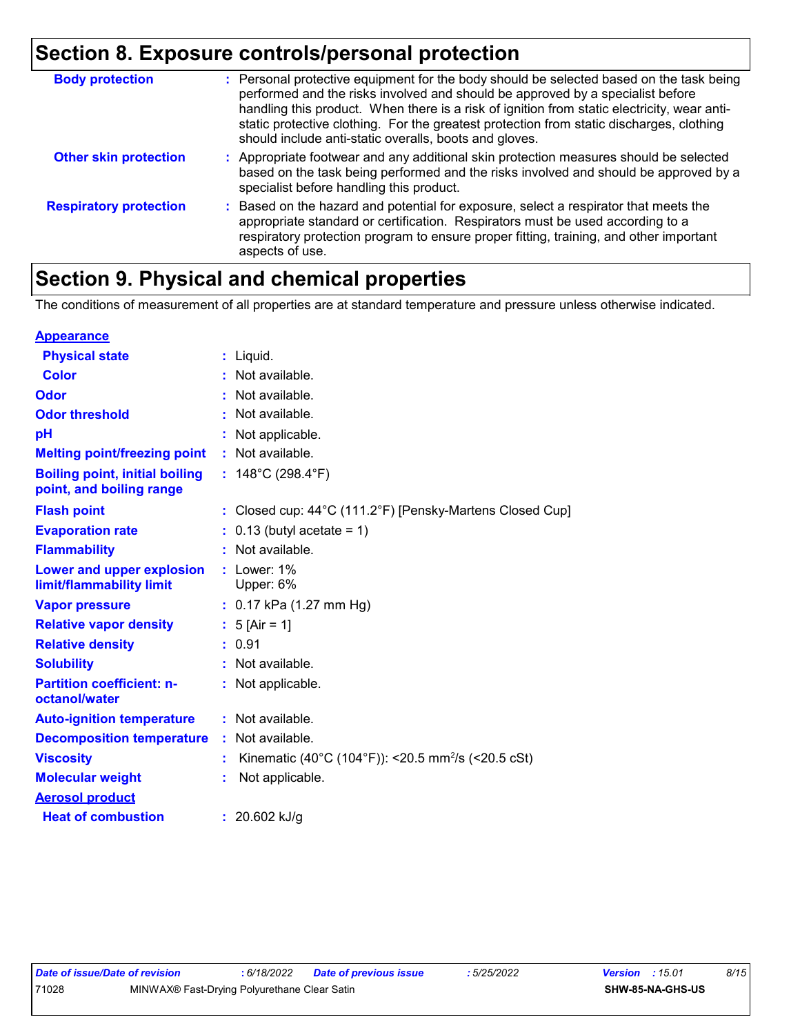## Section 8. Exposure controls/personal protection

| | | |
|---|---|---|
| **Body protection** | : | Personal protective equipment for the body should be selected based on the task being performed and the risks involved and should be approved by a specialist before handling this product. When there is a risk of ignition from static electricity, wear anti-static protective clothing. For the greatest protection from static discharges, clothing should include anti-static overalls, boots and gloves. |
| **Other skin protection** | : | Appropriate footwear and any additional skin protection measures should be selected based on the task being performed and the risks involved and should be approved by a specialist before handling this product. |
| **Respiratory protection** | : | Based on the hazard and potential for exposure, select a respirator that meets the appropriate standard or certification. Respirators must be used according to a respiratory protection program to ensure proper fitting, training, and other important aspects of use. |

## Section 9. Physical and chemical properties

The conditions of measurement of all properties are at standard temperature and pressure unless otherwise indicated.

**Appearance**

| | | |
|---|---|---|
| **Physical state** | : | Liquid. |
| **Color** | : | Not available. |
| **Odor** | : | Not available. |
| **Odor threshold** | : | Not available. |
| **pH** | : | Not applicable. |
| **Melting point/freezing point** | : | Not available. |
| **Boiling point, initial boiling point, and boiling range** | : | 148°C (298.4°F) |
| **Flash point** | : | Closed cup: 44°C (111.2°F) [Pensky-Martens Closed Cup] |
| **Evaporation rate** | : | 0.13 (butyl acetate = 1) |
| **Flammability** | : | Not available. |
| **Lower and upper explosion limit/flammability limit** | : | Lower: 1%<br>Upper: 6% |
| **Vapor pressure** | : | 0.17 kPa (1.27 mm Hg) |
| **Relative vapor density** | : | 5 [Air = 1] |
| **Relative density** | : | 0.91 |
| **Solubility** | : | Not available. |
| **Partition coefficient: n-octanol/water** | : | Not applicable. |
| **Auto-ignition temperature** | : | Not available. |
| **Decomposition temperature** | : | Not available. |
| **Viscosity** | : | Kinematic (40°C (104°F)): <20.5 $mm^2/s$ (<20.5 cSt) |
| **Molecular weight** | : | Not applicable. |

**Aerosol product**

| | | |
|---|---|---|
| **Heat of combustion** | : | 20.602 kJ/g |

| Date of issue/Date of revision | : 6/18/2022 | Date of previous issue | : 5/25/2022 | Version : 15.01 |
|---|---|---|---|---|
| 71028 | MINWAX® Fast-Drying Polyurethane Clear Satin | | | SHW-85-NA-GHS-US |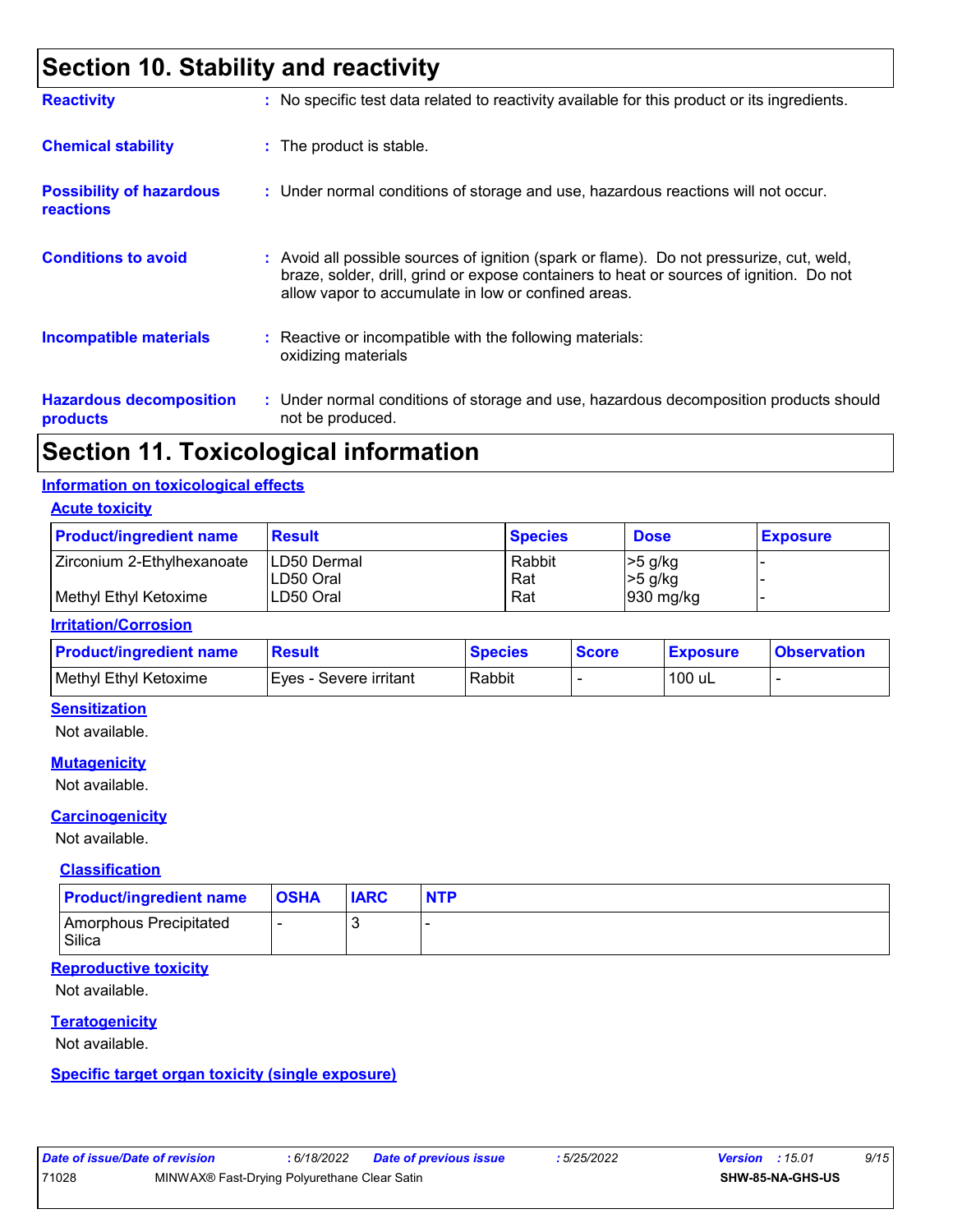# Section 10. Stability and reactivity

**Reactivity** : No specific test data related to reactivity available for this product or its ingredients.

**Chemical stability** : The product is stable.

**Possibility of hazardous reactions** : Under normal conditions of storage and use, hazardous reactions will not occur.

**Conditions to avoid** : Avoid all possible sources of ignition (spark or flame). Do not pressurize, cut, weld, braze, solder, drill, grind or expose containers to heat or sources of ignition. Do not allow vapor to accumulate in low or confined areas.

**Incompatible materials** : Reactive or incompatible with the following materials: oxidizing materials

**Hazardous decomposition products** : Under normal conditions of storage and use, hazardous decomposition products should not be produced.

# Section 11. Toxicological information

## Information on toxicological effects

### Acute toxicity

| Product/ingredient name | Result | Species | Dose | Exposure |
|---|---|---|---|---|
| Zirconium 2-Ethylhexanoate | LD50 Dermal | Rabbit | >5 g/kg | - |
| | LD50 Oral | Rat | >5 g/kg | - |
| Methyl Ethyl Ketoxime | LD50 Oral | Rat | 930 mg/kg | - |

### Irritation/Corrosion

| Product/ingredient name | Result | Species | Score | Exposure | Observation |
|---|---|---|---|---|---|
| Methyl Ethyl Ketoxime | Eyes - Severe irritant | Rabbit | - | 100 uL | - |

### Sensitization

Not available.

### Mutagenicity

Not available.

### Carcinogenicity

Not available.

#### Classification

| Product/ingredient name | OSHA | IARC | NTP |
|---|---|---|---|
| Amorphous Precipitated Silica | - | 3 | - |

### Reproductive toxicity

Not available.

### Teratogenicity

Not available.

### Specific target organ toxicity (single exposure)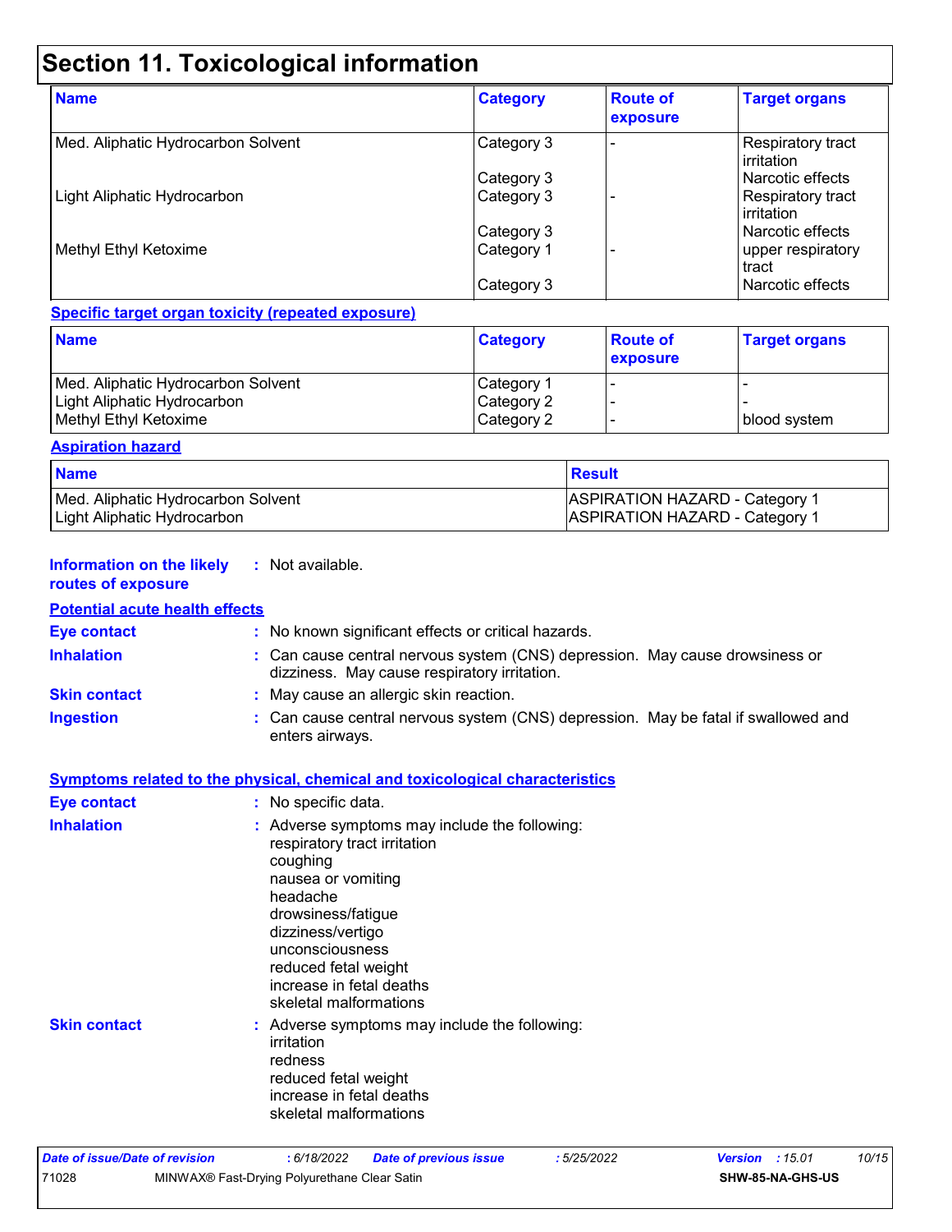## Section 11. Toxicological information

| Name | Category | Route of exposure | Target organs |
|---|---|---|---|
| Med. Aliphatic Hydrocarbon Solvent | Category 3 | - | Respiratory tract irritation |
| | Category 3 | | Narcotic effects |
| Light Aliphatic Hydrocarbon | Category 3 | - | Respiratory tract irritation |
| | Category 3 | | Narcotic effects |
| Methyl Ethyl Ketoxime | Category 1 | - | upper respiratory tract |
| | Category 3 | | Narcotic effects |

**Specific target organ toxicity (repeated exposure)**

| Name | Category | Route of exposure | Target organs |
|---|---|---|---|
| Med. Aliphatic Hydrocarbon Solvent | Category 1 | - | - |
| Light Aliphatic Hydrocarbon | Category 2 | - | - |
| Methyl Ethyl Ketoxime | Category 2 | - | blood system |

**Aspiration hazard**

| Name | Result |
|---|---|
| Med. Aliphatic Hydrocarbon Solvent | ASPIRATION HAZARD - Category 1 |
| Light Aliphatic Hydrocarbon | ASPIRATION HAZARD - Category 1 |

**Information on the likely routes of exposure** : Not available.

**Potential acute health effects**

**Eye contact** : No known significant effects or critical hazards.

**Inhalation** : Can cause central nervous system (CNS) depression. May cause drowsiness or dizziness. May cause respiratory irritation.

**Skin contact** : May cause an allergic skin reaction.

**Ingestion** : Can cause central nervous system (CNS) depression. May be fatal if swallowed and enters airways.

**Symptoms related to the physical, chemical and toxicological characteristics**

**Eye contact** : No specific data.

**Inhalation** : Adverse symptoms may include the following:
respiratory tract irritation
coughing
nausea or vomiting
headache
drowsiness/fatigue
dizziness/vertigo
unconsciousness
reduced fetal weight
increase in fetal deaths
skeletal malformations

**Skin contact** : Adverse symptoms may include the following:
irritation
redness
reduced fetal weight
increase in fetal deaths
skeletal malformations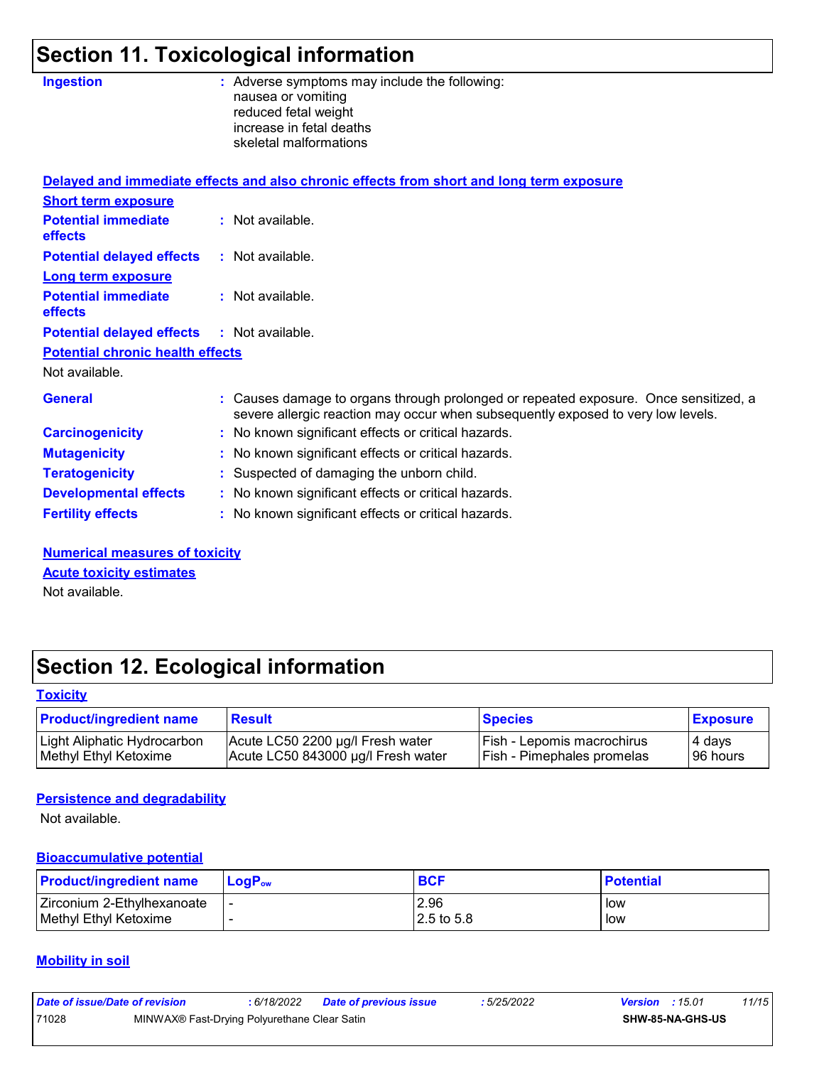## Section 11. Toxicological information

**Ingestion** : Adverse symptoms may include the following:
nausea or vomiting
reduced fetal weight
increase in fetal deaths
skeletal malformations

**Delayed and immediate effects and also chronic effects from short and long term exposure**

**Short term exposure**

**Potential immediate effects** : Not available.

**Potential delayed effects** : Not available.

**Long term exposure**

**Potential immediate effects** : Not available.

**Potential delayed effects** : Not available.

**Potential chronic health effects**

Not available.

**General** : Causes damage to organs through prolonged or repeated exposure. Once sensitized, a severe allergic reaction may occur when subsequently exposed to very low levels.

**Carcinogenicity** : No known significant effects or critical hazards.

**Mutagenicity** : No known significant effects or critical hazards.

**Teratogenicity** : Suspected of damaging the unborn child.

**Developmental effects** : No known significant effects or critical hazards.

**Fertility effects** : No known significant effects or critical hazards.

**Numerical measures of toxicity**

**Acute toxicity estimates**

Not available.

## Section 12. Ecological information

**Toxicity**

| Product/ingredient name | Result | Species | Exposure |
|---|---|---|---|
| Light Aliphatic Hydrocarbon | Acute LC50 2200 µg/l Fresh water | Fish - Lepomis macrochirus | 4 days |
| Methyl Ethyl Ketoxime | Acute LC50 843000 µg/l Fresh water | Fish - Pimephales promelas | 96 hours |

**Persistence and degradability**

Not available.

**Bioaccumulative potential**

| Product/ingredient name | $LogP_{ow}$ | BCF | Potential |
|---|---|---|---|
| Zirconium 2-Ethylhexanoate | - | 2.96 | low |
| Methyl Ethyl Ketoxime | - | 2.5 to 5.8 | low |

**Mobility in soil**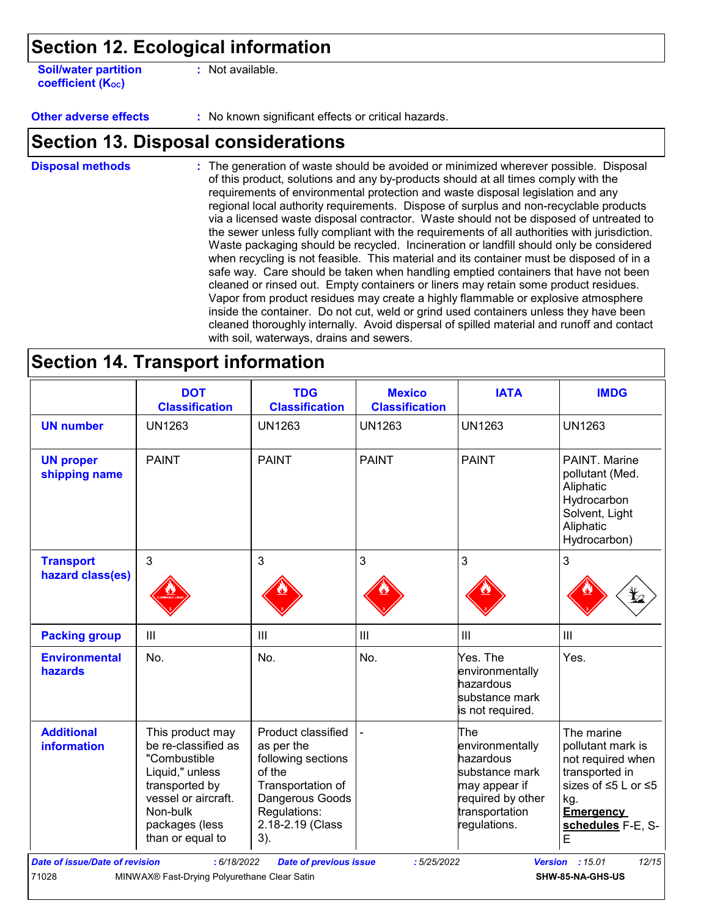# Section 12. Ecological information

**Soil/water partition coefficient ($K_{OC}$)** : Not available.

**Other adverse effects** : No known significant effects or critical hazards.

# Section 13. Disposal considerations

**Disposal methods** : The generation of waste should be avoided or minimized wherever possible. Disposal of this product, solutions and any by-products should at all times comply with the requirements of environmental protection and waste disposal legislation and any regional local authority requirements. Dispose of surplus and non-recyclable products via a licensed waste disposal contractor. Waste should not be disposed of untreated to the sewer unless fully compliant with the requirements of all authorities with jurisdiction. Waste packaging should be recycled. Incineration or landfill should only be considered when recycling is not feasible. This material and its container must be disposed of in a safe way. Care should be taken when handling emptied containers that have not been cleaned or rinsed out. Empty containers or liners may retain some product residues. Vapor from product residues may create a highly flammable or explosive atmosphere inside the container. Do not cut, weld or grind used containers unless they have been cleaned thoroughly internally. Avoid dispersal of spilled material and runoff and contact with soil, waterways, drains and sewers.

# Section 14. Transport information

| | DOT Classification | TDG Classification | Mexico Classification | IATA | IMDG |
|---|---|---|---|---|---|
| **UN number** | UN1263 | UN1263 | UN1263 | UN1263 | UN1263 |
| **UN proper shipping name** | PAINT | PAINT | PAINT | PAINT | PAINT. Marine pollutant (Med. Aliphatic Hydrocarbon Solvent, Light Aliphatic Hydrocarbon) |
| **Transport hazard class(es)** | 3 | 3 | 3 | 3 | 3 |
| **Packing group** | III | III | III | III | III |
| **Environmental hazards** | No. | No. | No. | Yes. The environmentally hazardous substance mark is not required. | Yes. |
| **Additional information** | This product may be re-classified as "Combustible Liquid," unless transported by vessel or aircraft. Non-bulk packages (less than or equal to | Product classified as per the following sections of the Transportation of Dangerous Goods Regulations: 2.18-2.19 (Class 3). | - | The environmentally hazardous substance mark may appear if required by other transportation regulations. | The marine pollutant mark is not required when transported in sizes of ≤5 L or ≤5 kg. **Emergency schedules** F-E, S-E |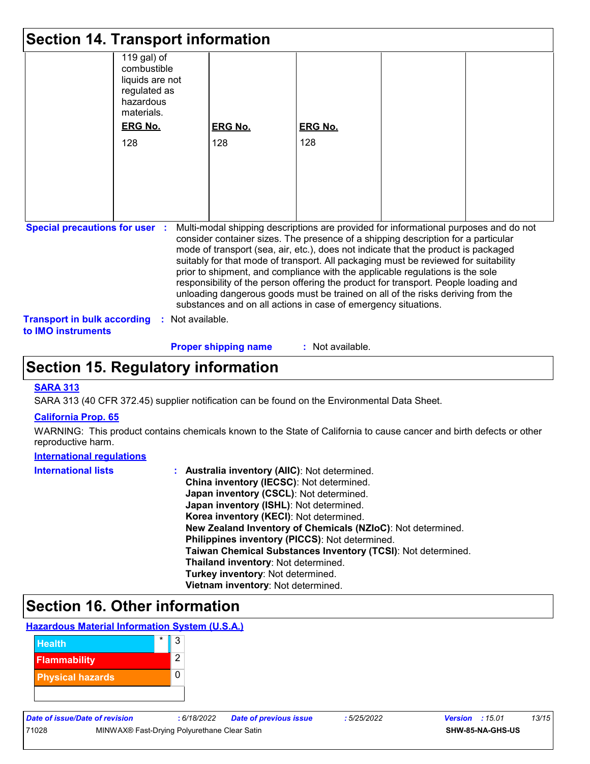# Section 14. Transport information

| | | | | | |
|---|---|---|---|---|---|
| | 119 gal) of combustible liquids are not regulated as hazardous materials.<br><br>**ERG No.**<br>128 | **ERG No.**<br>128 | **ERG No.**<br>128 | | |

**Special precautions for user** : Multi-modal shipping descriptions are provided for informational purposes and do not consider container sizes. The presence of a shipping description for a particular mode of transport (sea, air, etc.), does not indicate that the product is packaged suitably for that mode of transport. All packaging must be reviewed for suitability prior to shipment, and compliance with the applicable regulations is the sole responsibility of the person offering the product for transport. People loading and unloading dangerous goods must be trained on all of the risks deriving from the substances and on all actions in case of emergency situations.

**Transport in bulk according to IMO instruments** : Not available.

**Proper shipping name** : Not available.

# Section 15. Regulatory information

**SARA 313**

SARA 313 (40 CFR 372.45) supplier notification can be found on the Environmental Data Sheet.

**California Prop. 65**

WARNING: This product contains chemicals known to the State of California to cause cancer and birth defects or other reproductive harm.

**International regulations**

**International lists** :
**Australia inventory (AIIC)**: Not determined.
**China inventory (IECSC)**: Not determined.
**Japan inventory (CSCL)**: Not determined.
**Japan inventory (ISHL)**: Not determined.
**Korea inventory (KECI)**: Not determined.
**New Zealand Inventory of Chemicals (NZIoC)**: Not determined.
**Philippines inventory (PICCS)**: Not determined.
**Taiwan Chemical Substances Inventory (TCSI)**: Not determined.
**Thailand inventory**: Not determined.
**Turkey inventory**: Not determined.
**Vietnam inventory**: Not determined.

# Section 16. Other information

**Hazardous Material Information System (U.S.A.)**

| | | |
|---|---|---|
| Health | * | 3 |
| Flammability | | 2 |
| Physical hazards | | 0 |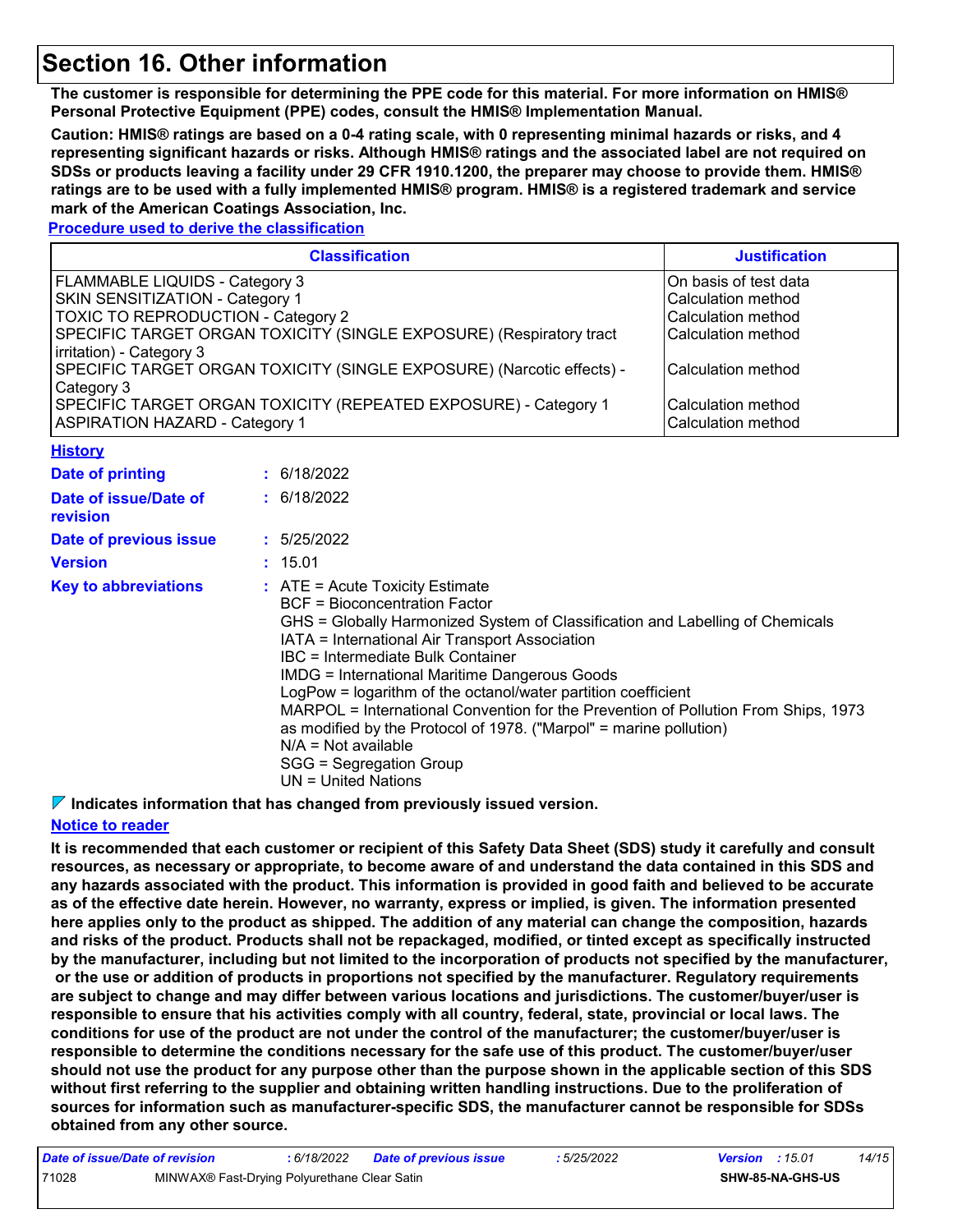## Section 16. Other information

**The customer is responsible for determining the PPE code for this material. For more information on HMIS® Personal Protective Equipment (PPE) codes, consult the HMIS® Implementation Manual.**

**Caution: HMIS® ratings are based on a 0-4 rating scale, with 0 representing minimal hazards or risks, and 4 representing significant hazards or risks. Although HMIS® ratings and the associated label are not required on SDSs or products leaving a facility under 29 CFR 1910.1200, the preparer may choose to provide them. HMIS® ratings are to be used with a fully implemented HMIS® program. HMIS® is a registered trademark and service mark of the American Coatings Association, Inc.**

**Procedure used to derive the classification**

| Classification | Justification |
|---|---|
| FLAMMABLE LIQUIDS - Category 3 | On basis of test data |
| SKIN SENSITIZATION - Category 1 | Calculation method |
| TOXIC TO REPRODUCTION - Category 2 | Calculation method |
| SPECIFIC TARGET ORGAN TOXICITY (SINGLE EXPOSURE) (Respiratory tract irritation) - Category 3 | Calculation method |
| SPECIFIC TARGET ORGAN TOXICITY (SINGLE EXPOSURE) (Narcotic effects) - Category 3 | Calculation method |
| SPECIFIC TARGET ORGAN TOXICITY (REPEATED EXPOSURE) - Category 1 | Calculation method |
| ASPIRATION HAZARD - Category 1 | Calculation method |

**History**

**Date of printing** : 6/18/2022

**Date of issue/Date of revision** : 6/18/2022

**Date of previous issue** : 5/25/2022

**Version** : 15.01

**Key to abbreviations** :
ATE = Acute Toxicity Estimate
BCF = Bioconcentration Factor
GHS = Globally Harmonized System of Classification and Labelling of Chemicals
IATA = International Air Transport Association
IBC = Intermediate Bulk Container
IMDG = International Maritime Dangerous Goods
LogPow = logarithm of the octanol/water partition coefficient
MARPOL = International Convention for the Prevention of Pollution From Ships, 1973 as modified by the Protocol of 1978. ("Marpol" = marine pollution)
N/A = Not available
SGG = Segregation Group
UN = United Nations

**Indicates information that has changed from previously issued version.**

**Notice to reader**

**It is recommended that each customer or recipient of this Safety Data Sheet (SDS) study it carefully and consult resources, as necessary or appropriate, to become aware of and understand the data contained in this SDS and any hazards associated with the product. This information is provided in good faith and believed to be accurate as of the effective date herein. However, no warranty, express or implied, is given. The information presented here applies only to the product as shipped. The addition of any material can change the composition, hazards and risks of the product. Products shall not be repackaged, modified, or tinted except as specifically instructed by the manufacturer, including but not limited to the incorporation of products not specified by the manufacturer, or the use or addition of products in proportions not specified by the manufacturer. Regulatory requirements are subject to change and may differ between various locations and jurisdictions. The customer/buyer/user is responsible to ensure that his activities comply with all country, federal, state, provincial or local laws. The conditions for use of the product are not under the control of the manufacturer; the customer/buyer/user is responsible to determine the conditions necessary for the safe use of this product. The customer/buyer/user should not use the product for any purpose other than the purpose shown in the applicable section of this SDS without first referring to the supplier and obtaining written handling instructions. Due to the proliferation of sources for information such as manufacturer-specific SDS, the manufacturer cannot be responsible for SDSs obtained from any other source.**